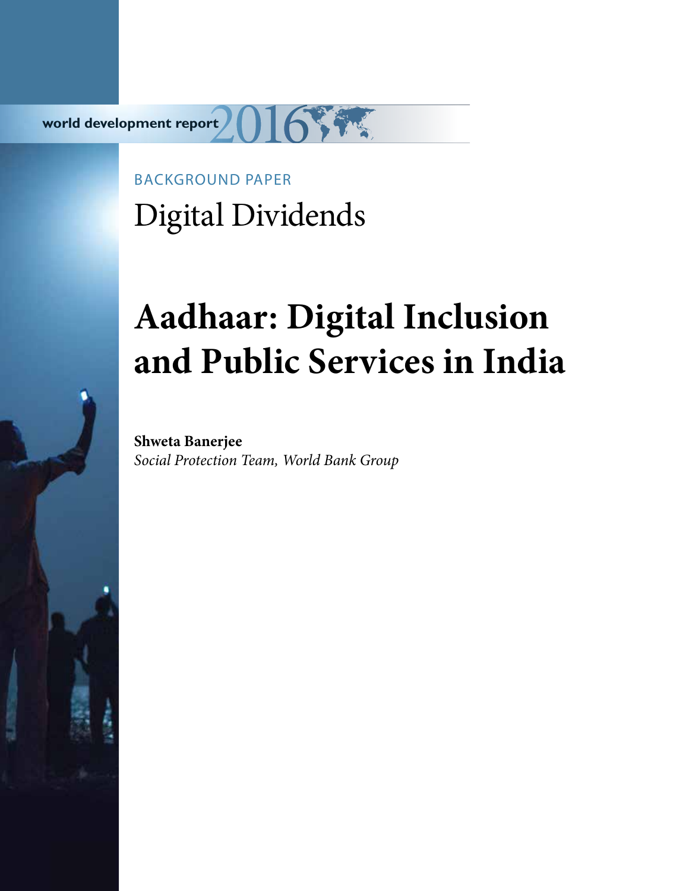world development report 2016

BACKGROUND PAPER

Digital Dividends

# Aadhaar: Digital Inclusion and Public Services in India

**Shweta Banerjee**

*Social Protection Team, World Bank Group*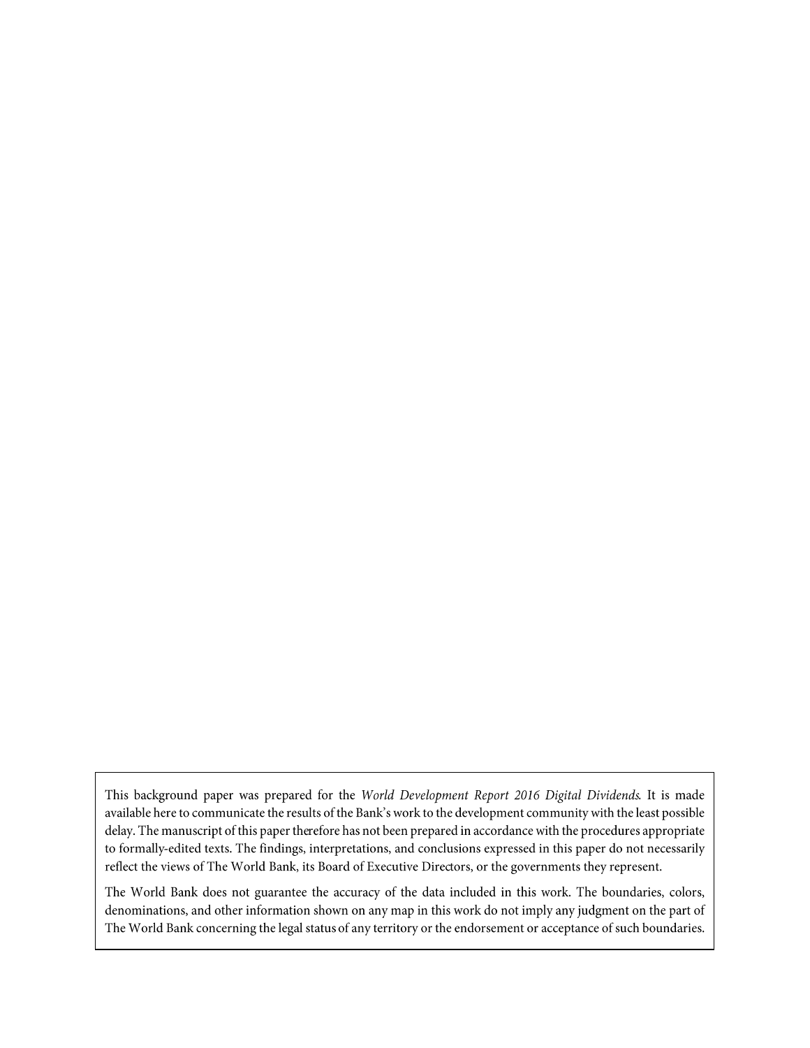This background paper was prepared for the *World Development Report 2016 Digital Dividends*. It is made available here to communicate the results of the Bank's work to the development community with the least possible delay. The manuscript of this paper therefore has not been prepared in accordance with the procedures appropriate to formally-edited texts. The findings, interpretations, and conclusions expressed in this paper do not necessarily reflect the views of The World Bank, its Board of Executive Directors, or the governments they represent.

The World Bank does not guarantee the accuracy of the data included in this work. The boundaries, colors, denominations, and other information shown on any map in this work do not imply any judgment on the part of The World Bank concerning the legal status of any territory or the endorsement or acceptance of such boundaries.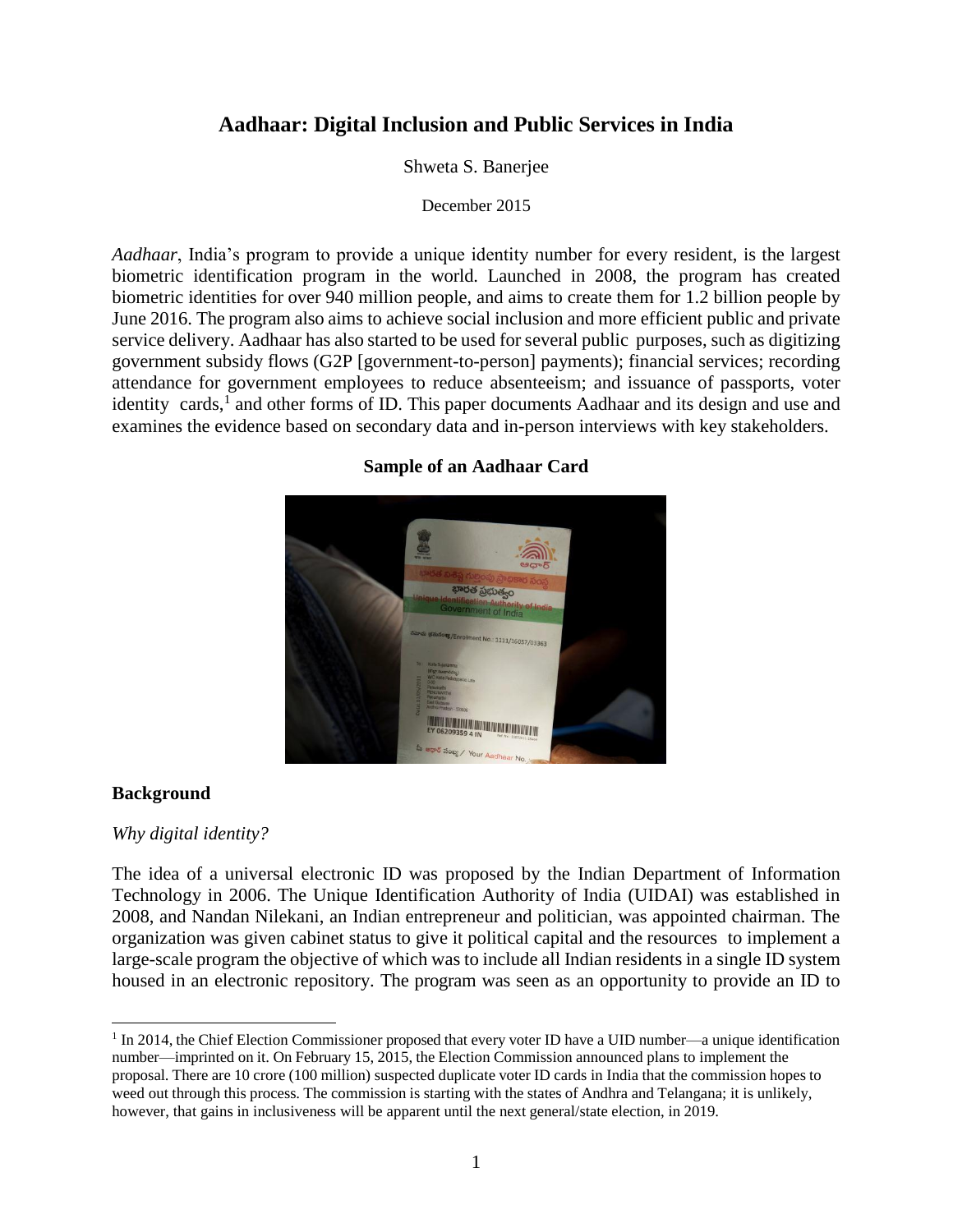# Aadhaar: Digital Inclusion and Public Services in India

Shweta S. Banerjee

December 2015

*Aadhaar*, India's program to provide a unique identity number for every resident, is the largest biometric identification program in the world. Launched in 2008, the program has created biometric identities for over 940 million people, and aims to create them for 1.2 billion people by June 2016. The program also aims to achieve social inclusion and more efficient public and private service delivery. Aadhaar has also started to be used for several public purposes, such as digitizing government subsidy flows (G2P [government-to-person] payments); financial services; recording attendance for government employees to reduce absenteeism; and issuance of passports, voter identity cards,[1] and other forms of ID. This paper documents Aadhaar and its design and use and examines the evidence based on secondary data and in-person interviews with key stakeholders.

**Sample of an Aadhaar Card**

## Background

*Why digital identity?*

The idea of a universal electronic ID was proposed by the Indian Department of Information Technology in 2006. The Unique Identification Authority of India (UIDAI) was established in 2008, and Nandan Nilekani, an Indian entrepreneur and politician, was appointed chairman. The organization was given cabinet status to give it political capital and the resources to implement a large-scale program the objective of which was to include all Indian residents in a single ID system housed in an electronic repository. The program was seen as an opportunity to provide an ID to

[1] In 2014, the Chief Election Commissioner proposed that every voter ID have a UID number—a unique identification number—imprinted on it. On February 15, 2015, the Election Commission announced plans to implement the proposal. There are 10 crore (100 million) suspected duplicate voter ID cards in India that the commission hopes to weed out through this process. The commission is starting with the states of Andhra and Telangana; it is unlikely, however, that gains in inclusiveness will be apparent until the next general/state election, in 2019.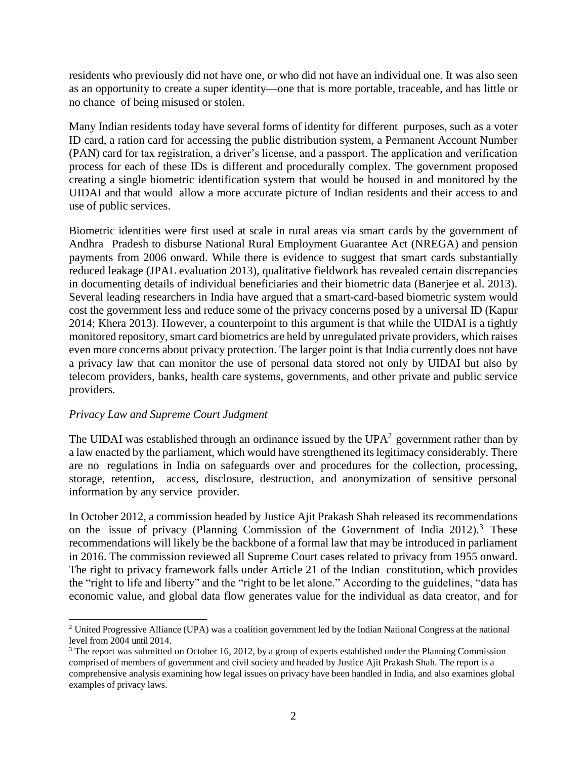residents who previously did not have one, or who did not have an individual one. It was also seen as an opportunity to create a super identity—one that is more portable, traceable, and has little or no chance of being misused or stolen.

Many Indian residents today have several forms of identity for different purposes, such as a voter ID card, a ration card for accessing the public distribution system, a Permanent Account Number (PAN) card for tax registration, a driver's license, and a passport. The application and verification process for each of these IDs is different and procedurally complex. The government proposed creating a single biometric identification system that would be housed in and monitored by the UIDAI and that would allow a more accurate picture of Indian residents and their access to and use of public services.

Biometric identities were first used at scale in rural areas via smart cards by the government of Andhra Pradesh to disburse National Rural Employment Guarantee Act (NREGA) and pension payments from 2006 onward. While there is evidence to suggest that smart cards substantially reduced leakage (JPAL evaluation 2013), qualitative fieldwork has revealed certain discrepancies in documenting details of individual beneficiaries and their biometric data (Banerjee et al. 2013). Several leading researchers in India have argued that a smart-card-based biometric system would cost the government less and reduce some of the privacy concerns posed by a universal ID (Kapur 2014; Khera 2013). However, a counterpoint to this argument is that while the UIDAI is a tightly monitored repository, smart card biometrics are held by unregulated private providers, which raises even more concerns about privacy protection. The larger point is that India currently does not have a privacy law that can monitor the use of personal data stored not only by UIDAI but also by telecom providers, banks, health care systems, governments, and other private and public service providers.

*Privacy Law and Supreme Court Judgment*

The UIDAI was established through an ordinance issued by the UPA[2] government rather than by a law enacted by the parliament, which would have strengthened its legitimacy considerably. There are no regulations in India on safeguards over and procedures for the collection, processing, storage, retention, access, disclosure, destruction, and anonymization of sensitive personal information by any service provider.

In October 2012, a commission headed by Justice Ajit Prakash Shah released its recommendations on the issue of privacy (Planning Commission of the Government of India 2012).[3] These recommendations will likely be the backbone of a formal law that may be introduced in parliament in 2016. The commission reviewed all Supreme Court cases related to privacy from 1955 onward. The right to privacy framework falls under Article 21 of the Indian constitution, which provides the "right to life and liberty" and the "right to be let alone." According to the guidelines, "data has economic value, and global data flow generates value for the individual as data creator, and for

---

[2] United Progressive Alliance (UPA) was a coalition government led by the Indian National Congress at the national level from 2004 until 2014.

[3] The report was submitted on October 16, 2012, by a group of experts established under the Planning Commission comprised of members of government and civil society and headed by Justice Ajit Prakash Shah. The report is a comprehensive analysis examining how legal issues on privacy have been handled in India, and also examines global examples of privacy laws.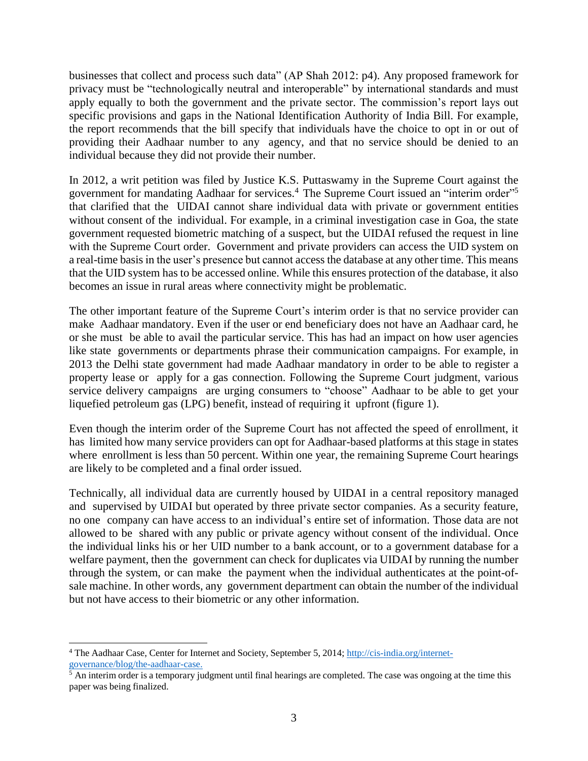businesses that collect and process such data" (AP Shah 2012: p4). Any proposed framework for privacy must be "technologically neutral and interoperable" by international standards and must apply equally to both the government and the private sector. The commission's report lays out specific provisions and gaps in the National Identification Authority of India Bill. For example, the report recommends that the bill specify that individuals have the choice to opt in or out of providing their Aadhaar number to any agency, and that no service should be denied to an individual because they did not provide their number.

In 2012, a writ petition was filed by Justice K.S. Puttaswamy in the Supreme Court against the government for mandating Aadhaar for services.[4] The Supreme Court issued an "interim order"[5] that clarified that the UIDAI cannot share individual data with private or government entities without consent of the individual. For example, in a criminal investigation case in Goa, the state government requested biometric matching of a suspect, but the UIDAI refused the request in line with the Supreme Court order. Government and private providers can access the UID system on a real-time basis in the user's presence but cannot access the database at any other time. This means that the UID system has to be accessed online. While this ensures protection of the database, it also becomes an issue in rural areas where connectivity might be problematic.

The other important feature of the Supreme Court's interim order is that no service provider can make Aadhaar mandatory. Even if the user or end beneficiary does not have an Aadhaar card, he or she must be able to avail the particular service. This has had an impact on how user agencies like state governments or departments phrase their communication campaigns. For example, in 2013 the Delhi state government had made Aadhaar mandatory in order to be able to register a property lease or apply for a gas connection. Following the Supreme Court judgment, various service delivery campaigns are urging consumers to "choose" Aadhaar to be able to get your liquefied petroleum gas (LPG) benefit, instead of requiring it upfront (figure 1).

Even though the interim order of the Supreme Court has not affected the speed of enrollment, it has limited how many service providers can opt for Aadhaar-based platforms at this stage in states where enrollment is less than 50 percent. Within one year, the remaining Supreme Court hearings are likely to be completed and a final order issued.

Technically, all individual data are currently housed by UIDAI in a central repository managed and supervised by UIDAI but operated by three private sector companies. As a security feature, no one company can have access to an individual's entire set of information. Those data are not allowed to be shared with any public or private agency without consent of the individual. Once the individual links his or her UID number to a bank account, or to a government database for a welfare payment, then the government can check for duplicates via UIDAI by running the number through the system, or can make the payment when the individual authenticates at the point-of-sale machine. In other words, any government department can obtain the number of the individual but not have access to their biometric or any other information.

---

[4] The Aadhaar Case, Center for Internet and Society, September 5, 2014; http://cis-india.org/internet-governance/blog/the-aadhaar-case.

[5] An interim order is a temporary judgment until final hearings are completed. The case was ongoing at the time this paper was being finalized.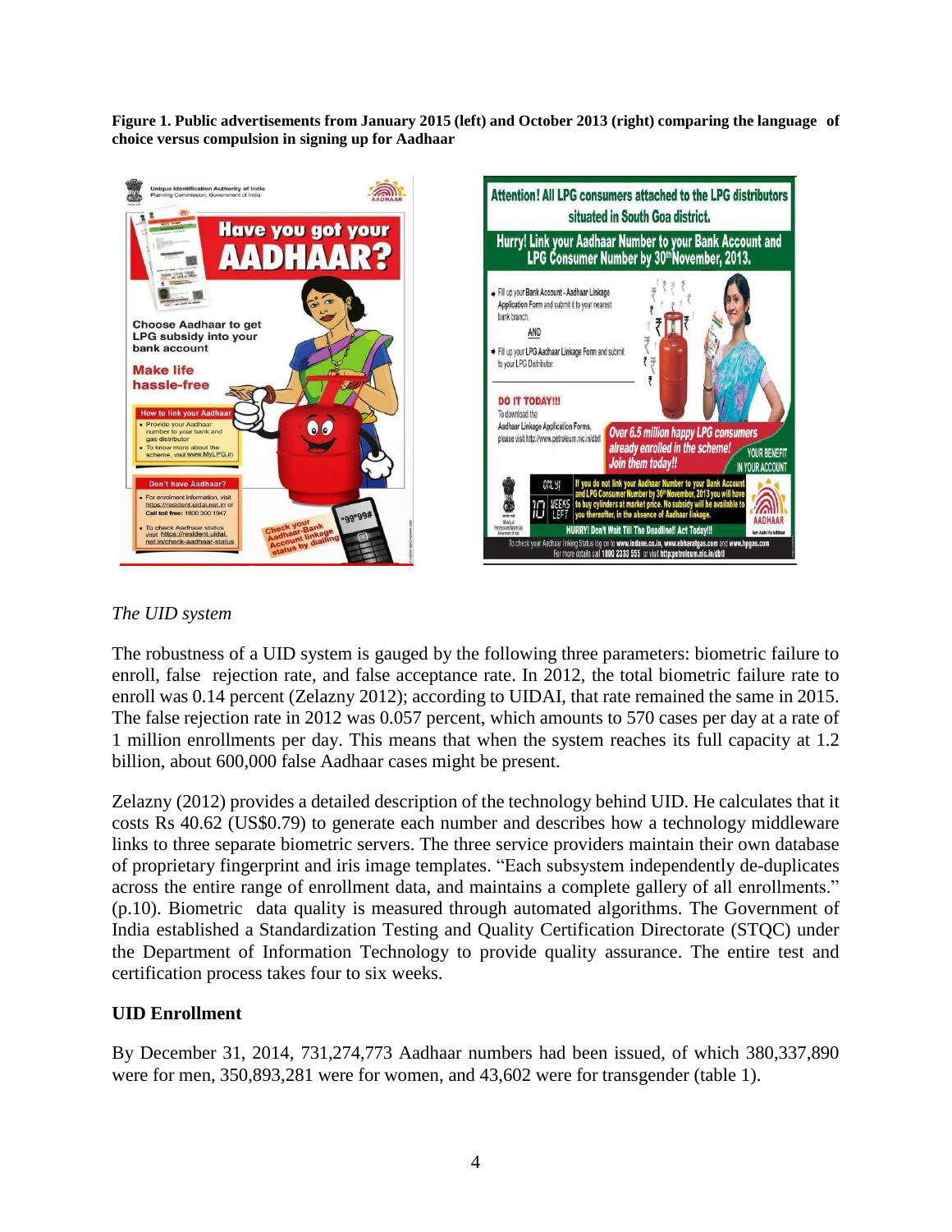**Figure 1. Public advertisements from January 2015 (left) and October 2013 (right) comparing the language of choice versus compulsion in signing up for Aadhaar**

*The UID system*

The robustness of a UID system is gauged by the following three parameters: biometric failure to enroll, false rejection rate, and false acceptance rate. In 2012, the total biometric failure rate to enroll was 0.14 percent (Zelazny 2012); according to UIDAI, that rate remained the same in 2015. The false rejection rate in 2012 was 0.057 percent, which amounts to 570 cases per day at a rate of 1 million enrollments per day. This means that when the system reaches its full capacity at 1.2 billion, about 600,000 false Aadhaar cases might be present.

Zelazny (2012) provides a detailed description of the technology behind UID. He calculates that it costs Rs 40.62 (US$0.79) to generate each number and describes how a technology middleware links to three separate biometric servers. The three service providers maintain their own database of proprietary fingerprint and iris image templates. "Each subsystem independently de-duplicates across the entire range of enrollment data, and maintains a complete gallery of all enrollments." (p.10). Biometric data quality is measured through automated algorithms. The Government of India established a Standardization Testing and Quality Certification Directorate (STQC) under the Department of Information Technology to provide quality assurance. The entire test and certification process takes four to six weeks.

**UID Enrollment**

By December 31, 2014, 731,274,773 Aadhaar numbers had been issued, of which 380,337,890 were for men, 350,893,281 were for women, and 43,602 were for transgender (table 1).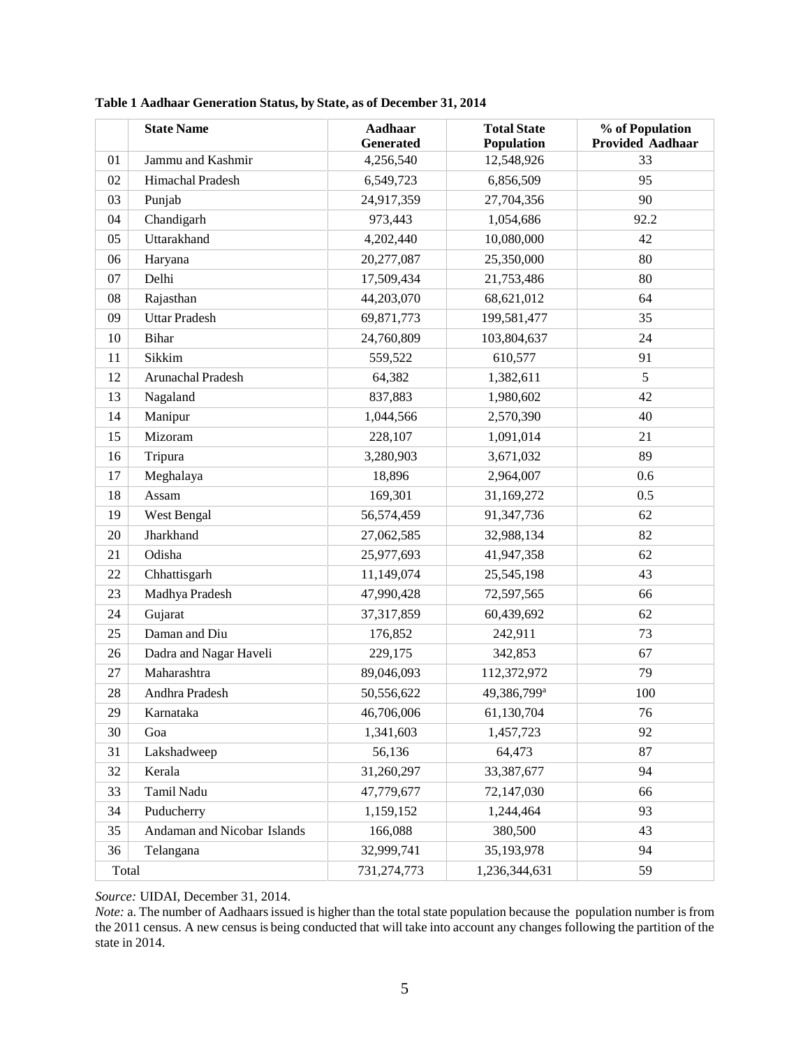**Table 1 Aadhaar Generation Status, by State, as of December 31, 2014**

| | State Name | Aadhaar Generated | Total State Population | % of Population Provided Aadhaar |
|---|---|---|---|---|
| 01 | Jammu and Kashmir | 4,256,540 | 12,548,926 | 33 |
| 02 | Himachal Pradesh | 6,549,723 | 6,856,509 | 95 |
| 03 | Punjab | 24,917,359 | 27,704,356 | 90 |
| 04 | Chandigarh | 973,443 | 1,054,686 | 92.2 |
| 05 | Uttarakhand | 4,202,440 | 10,080,000 | 42 |
| 06 | Haryana | 20,277,087 | 25,350,000 | 80 |
| 07 | Delhi | 17,509,434 | 21,753,486 | 80 |
| 08 | Rajasthan | 44,203,070 | 68,621,012 | 64 |
| 09 | Uttar Pradesh | 69,871,773 | 199,581,477 | 35 |
| 10 | Bihar | 24,760,809 | 103,804,637 | 24 |
| 11 | Sikkim | 559,522 | 610,577 | 91 |
| 12 | Arunachal Pradesh | 64,382 | 1,382,611 | 5 |
| 13 | Nagaland | 837,883 | 1,980,602 | 42 |
| 14 | Manipur | 1,044,566 | 2,570,390 | 40 |
| 15 | Mizoram | 228,107 | 1,091,014 | 21 |
| 16 | Tripura | 3,280,903 | 3,671,032 | 89 |
| 17 | Meghalaya | 18,896 | 2,964,007 | 0.6 |
| 18 | Assam | 169,301 | 31,169,272 | 0.5 |
| 19 | West Bengal | 56,574,459 | 91,347,736 | 62 |
| 20 | Jharkhand | 27,062,585 | 32,988,134 | 82 |
| 21 | Odisha | 25,977,693 | 41,947,358 | 62 |
| 22 | Chhattisgarh | 11,149,074 | 25,545,198 | 43 |
| 23 | Madhya Pradesh | 47,990,428 | 72,597,565 | 66 |
| 24 | Gujarat | 37,317,859 | 60,439,692 | 62 |
| 25 | Daman and Diu | 176,852 | 242,911 | 73 |
| 26 | Dadra and Nagar Haveli | 229,175 | 342,853 | 67 |
| 27 | Maharashtra | 89,046,093 | 112,372,972 | 79 |
| 28 | Andhra Pradesh | 50,556,622 | 49,386,799[a] | 100 |
| 29 | Karnataka | 46,706,006 | 61,130,704 | 76 |
| 30 | Goa | 1,341,603 | 1,457,723 | 92 |
| 31 | Lakshadweep | 56,136 | 64,473 | 87 |
| 32 | Kerala | 31,260,297 | 33,387,677 | 94 |
| 33 | Tamil Nadu | 47,779,677 | 72,147,030 | 66 |
| 34 | Puducherry | 1,159,152 | 1,244,464 | 93 |
| 35 | Andaman and Nicobar Islands | 166,088 | 380,500 | 43 |
| 36 | Telangana | 32,999,741 | 35,193,978 | 94 |
| Total | | 731,274,773 | 1,236,344,631 | 59 |

*Source:* UIDAI, December 31, 2014.

*Note:* a. The number of Aadhaars issued is higher than the total state population because the population number is from the 2011 census. A new census is being conducted that will take into account any changes following the partition of the state in 2014.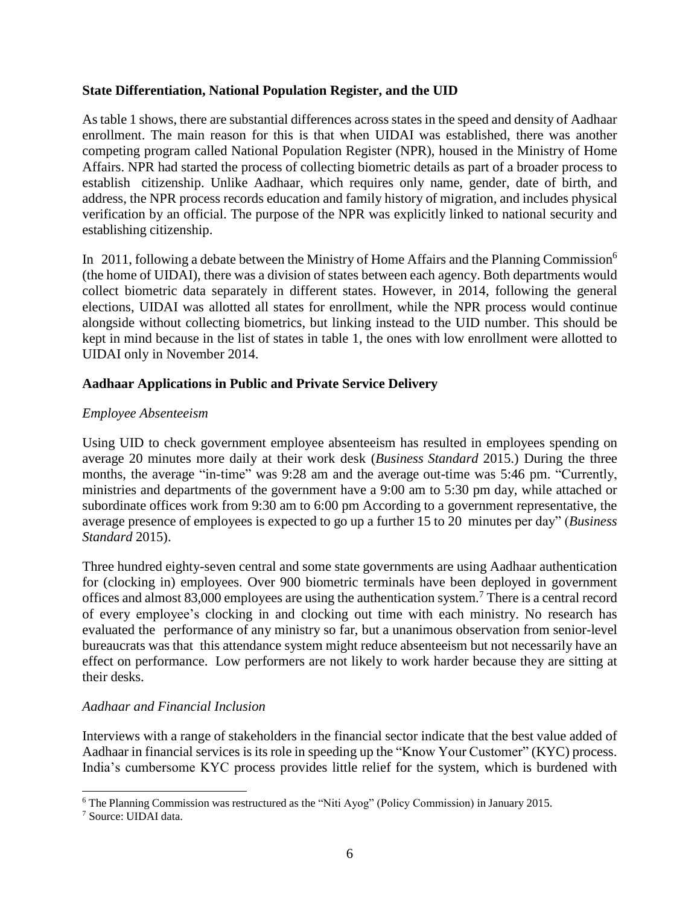## State Differentiation, National Population Register, and the UID

As table 1 shows, there are substantial differences across states in the speed and density of Aadhaar enrollment. The main reason for this is that when UIDAI was established, there was another competing program called National Population Register (NPR), housed in the Ministry of Home Affairs. NPR had started the process of collecting biometric details as part of a broader process to establish citizenship. Unlike Aadhaar, which requires only name, gender, date of birth, and address, the NPR process records education and family history of migration, and includes physical verification by an official. The purpose of the NPR was explicitly linked to national security and establishing citizenship.

In 2011, following a debate between the Ministry of Home Affairs and the Planning Commission[6] (the home of UIDAI), there was a division of states between each agency. Both departments would collect biometric data separately in different states. However, in 2014, following the general elections, UIDAI was allotted all states for enrollment, while the NPR process would continue alongside without collecting biometrics, but linking instead to the UID number. This should be kept in mind because in the list of states in table 1, the ones with low enrollment were allotted to UIDAI only in November 2014.

## Aadhaar Applications in Public and Private Service Delivery

### *Employee Absenteeism*

Using UID to check government employee absenteeism has resulted in employees spending on average 20 minutes more daily at their work desk (*Business Standard* 2015.) During the three months, the average "in-time" was 9:28 am and the average out-time was 5:46 pm. "Currently, ministries and departments of the government have a 9:00 am to 5:30 pm day, while attached or subordinate offices work from 9:30 am to 6:00 pm According to a government representative, the average presence of employees is expected to go up a further 15 to 20 minutes per day" (*Business Standard* 2015).

Three hundred eighty-seven central and some state governments are using Aadhaar authentication for (clocking in) employees. Over 900 biometric terminals have been deployed in government offices and almost 83,000 employees are using the authentication system.[7] There is a central record of every employee's clocking in and clocking out time with each ministry. No research has evaluated the performance of any ministry so far, but a unanimous observation from senior-level bureaucrats was that this attendance system might reduce absenteeism but not necessarily have an effect on performance. Low performers are not likely to work harder because they are sitting at their desks.

### *Aadhaar and Financial Inclusion*

Interviews with a range of stakeholders in the financial sector indicate that the best value added of Aadhaar in financial services is its role in speeding up the "Know Your Customer" (KYC) process. India's cumbersome KYC process provides little relief for the system, which is burdened with

---

[6] The Planning Commission was restructured as the "Niti Ayog" (Policy Commission) in January 2015.

[7] Source: UIDAI data.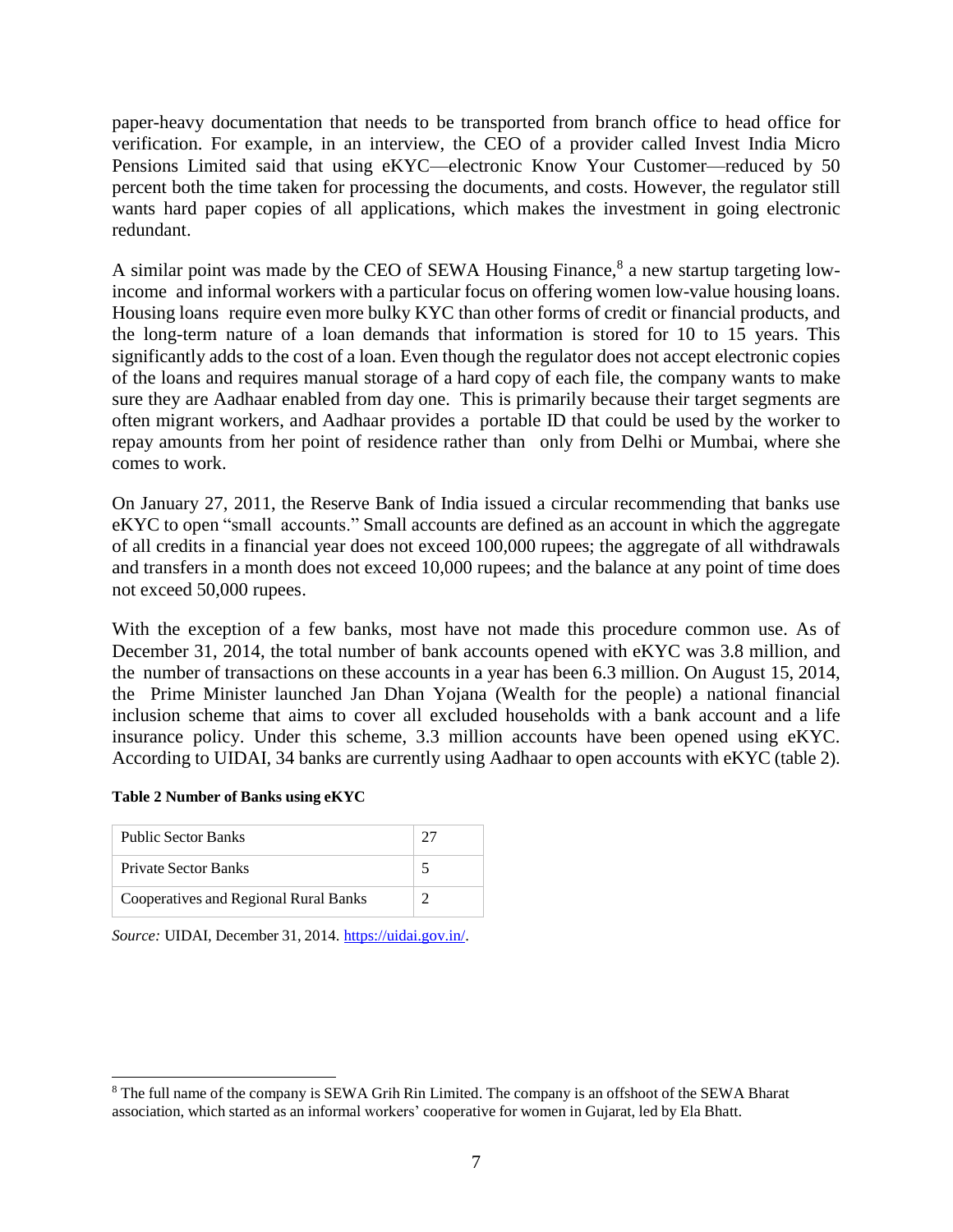paper-heavy documentation that needs to be transported from branch office to head office for verification. For example, in an interview, the CEO of a provider called Invest India Micro Pensions Limited said that using eKYC—electronic Know Your Customer—reduced by 50 percent both the time taken for processing the documents, and costs. However, the regulator still wants hard paper copies of all applications, which makes the investment in going electronic redundant.

A similar point was made by the CEO of SEWA Housing Finance,[8] a new startup targeting low-income and informal workers with a particular focus on offering women low-value housing loans. Housing loans require even more bulky KYC than other forms of credit or financial products, and the long-term nature of a loan demands that information is stored for 10 to 15 years. This significantly adds to the cost of a loan. Even though the regulator does not accept electronic copies of the loans and requires manual storage of a hard copy of each file, the company wants to make sure they are Aadhaar enabled from day one. This is primarily because their target segments are often migrant workers, and Aadhaar provides a portable ID that could be used by the worker to repay amounts from her point of residence rather than only from Delhi or Mumbai, where she comes to work.

On January 27, 2011, the Reserve Bank of India issued a circular recommending that banks use eKYC to open "small accounts." Small accounts are defined as an account in which the aggregate of all credits in a financial year does not exceed 100,000 rupees; the aggregate of all withdrawals and transfers in a month does not exceed 10,000 rupees; and the balance at any point of time does not exceed 50,000 rupees.

With the exception of a few banks, most have not made this procedure common use. As of December 31, 2014, the total number of bank accounts opened with eKYC was 3.8 million, and the number of transactions on these accounts in a year has been 6.3 million. On August 15, 2014, the Prime Minister launched Jan Dhan Yojana (Wealth for the people) a national financial inclusion scheme that aims to cover all excluded households with a bank account and a life insurance policy. Under this scheme, 3.3 million accounts have been opened using eKYC. According to UIDAI, 34 banks are currently using Aadhaar to open accounts with eKYC (table 2).

**Table 2 Number of Banks using eKYC**

| | |
|---|---|
| Public Sector Banks | 27 |
| Private Sector Banks | 5 |
| Cooperatives and Regional Rural Banks | 2 |

*Source:* UIDAI, December 31, 2014. https://uidai.gov.in/.

[8] The full name of the company is SEWA Grih Rin Limited. The company is an offshoot of the SEWA Bharat association, which started as an informal workers' cooperative for women in Gujarat, led by Ela Bhatt.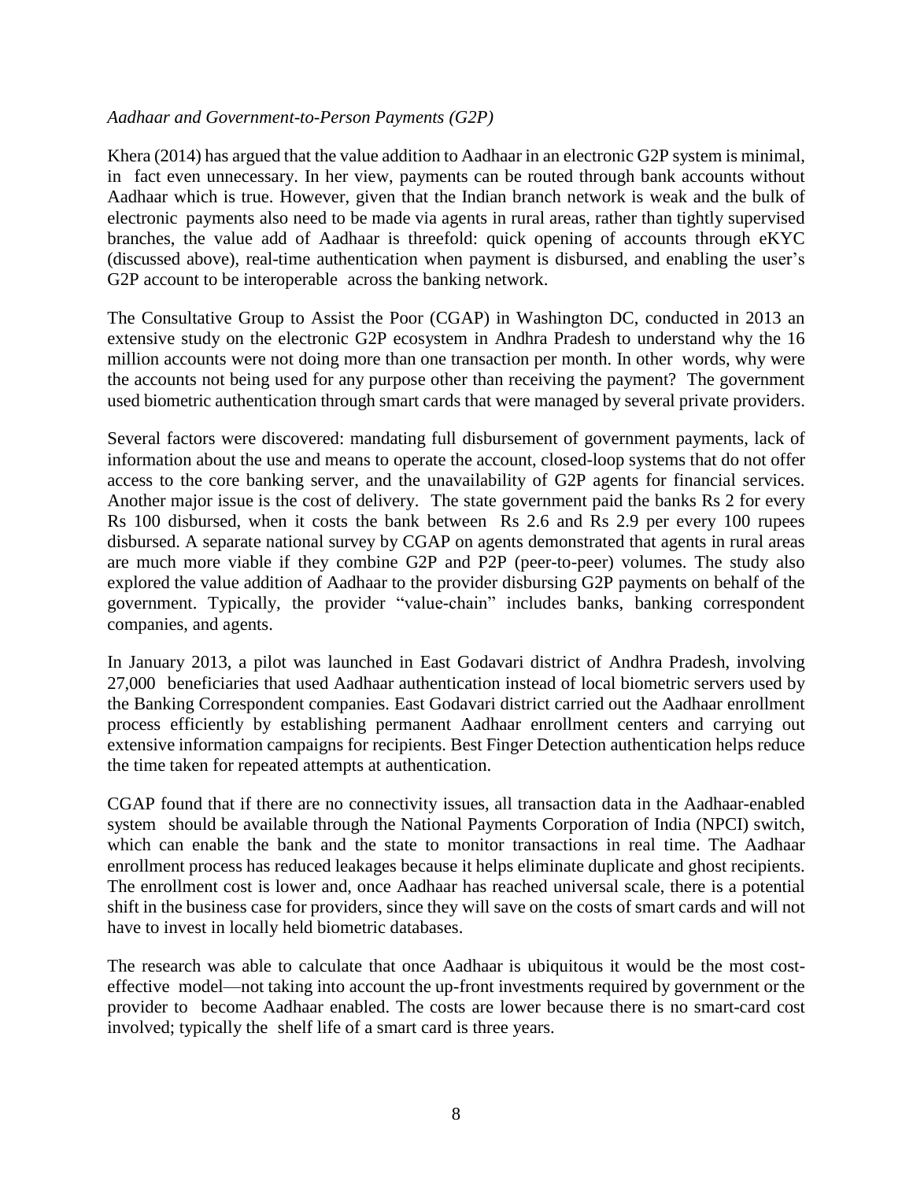*Aadhaar and Government-to-Person Payments (G2P)*

Khera (2014) has argued that the value addition to Aadhaar in an electronic G2P system is minimal, in fact even unnecessary. In her view, payments can be routed through bank accounts without Aadhaar which is true. However, given that the Indian branch network is weak and the bulk of electronic payments also need to be made via agents in rural areas, rather than tightly supervised branches, the value add of Aadhaar is threefold: quick opening of accounts through eKYC (discussed above), real-time authentication when payment is disbursed, and enabling the user's G2P account to be interoperable across the banking network.

The Consultative Group to Assist the Poor (CGAP) in Washington DC, conducted in 2013 an extensive study on the electronic G2P ecosystem in Andhra Pradesh to understand why the 16 million accounts were not doing more than one transaction per month. In other words, why were the accounts not being used for any purpose other than receiving the payment? The government used biometric authentication through smart cards that were managed by several private providers.

Several factors were discovered: mandating full disbursement of government payments, lack of information about the use and means to operate the account, closed-loop systems that do not offer access to the core banking server, and the unavailability of G2P agents for financial services. Another major issue is the cost of delivery. The state government paid the banks Rs 2 for every Rs 100 disbursed, when it costs the bank between Rs 2.6 and Rs 2.9 per every 100 rupees disbursed. A separate national survey by CGAP on agents demonstrated that agents in rural areas are much more viable if they combine G2P and P2P (peer-to-peer) volumes. The study also explored the value addition of Aadhaar to the provider disbursing G2P payments on behalf of the government. Typically, the provider "value-chain" includes banks, banking correspondent companies, and agents.

In January 2013, a pilot was launched in East Godavari district of Andhra Pradesh, involving 27,000 beneficiaries that used Aadhaar authentication instead of local biometric servers used by the Banking Correspondent companies. East Godavari district carried out the Aadhaar enrollment process efficiently by establishing permanent Aadhaar enrollment centers and carrying out extensive information campaigns for recipients. Best Finger Detection authentication helps reduce the time taken for repeated attempts at authentication.

CGAP found that if there are no connectivity issues, all transaction data in the Aadhaar-enabled system should be available through the National Payments Corporation of India (NPCI) switch, which can enable the bank and the state to monitor transactions in real time. The Aadhaar enrollment process has reduced leakages because it helps eliminate duplicate and ghost recipients. The enrollment cost is lower and, once Aadhaar has reached universal scale, there is a potential shift in the business case for providers, since they will save on the costs of smart cards and will not have to invest in locally held biometric databases.

The research was able to calculate that once Aadhaar is ubiquitous it would be the most cost-effective model—not taking into account the up-front investments required by government or the provider to become Aadhaar enabled. The costs are lower because there is no smart-card cost involved; typically the shelf life of a smart card is three years.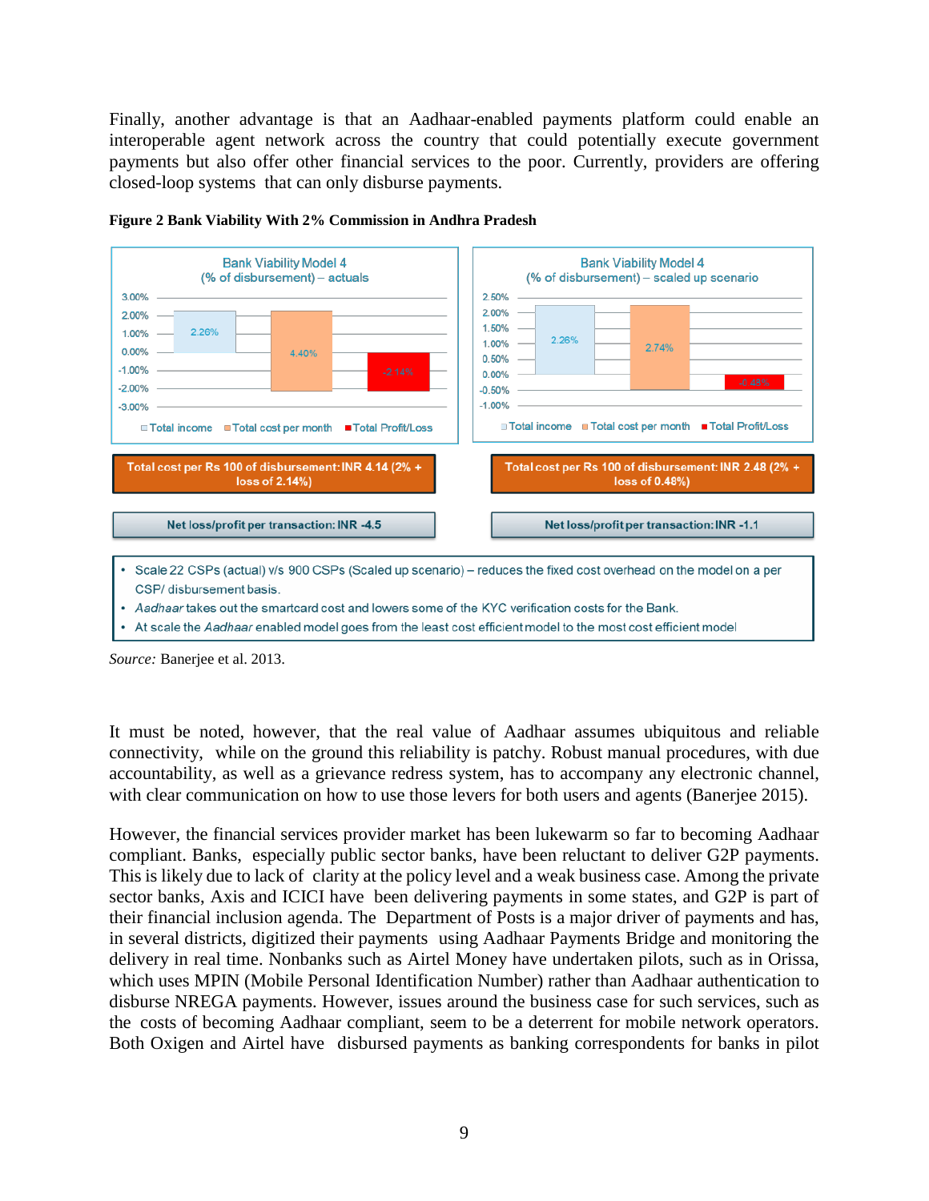Finally, another advantage is that an Aadhaar-enabled payments platform could enable an interoperable agent network across the country that could potentially execute government payments but also offer other financial services to the poor. Currently, providers are offering closed-loop systems that can only disburse payments.

**Figure 2 Bank Viability With 2% Commission in Andhra Pradesh**

Bank Viability Model 4 (% of disbursement) – actuals

- Total income: 2.26%
- Total cost per month: 4.40%
- Total Profit/Loss: -2.14%

Total cost per Rs 100 of disbursement: INR 4.14 (2% + loss of 2.14%)

Net loss/profit per transaction: INR -4.5

Bank Viability Model 4 (% of disbursement) – scaled up scenario

- Total income: 2.26%
- Total cost per month: 2.74%
- Total Profit/Loss: -0.48%

Total cost per Rs 100 of disbursement: INR 2.48 (2% + loss of 0.48%)

Net loss/profit per transaction: INR -1.1

- Scale 22 CSPs (actual) v/s 900 CSPs (Scaled up scenario) – reduces the fixed cost overhead on the model on a per CSP/ disbursement basis.
- *Aadhaar* takes out the smartcard cost and lowers some of the KYC verification costs for the Bank.
- At scale the *Aadhaar* enabled model goes from the least cost efficient model to the most cost efficient model

*Source:* Banerjee et al. 2013.

It must be noted, however, that the real value of Aadhaar assumes ubiquitous and reliable connectivity, while on the ground this reliability is patchy. Robust manual procedures, with due accountability, as well as a grievance redress system, has to accompany any electronic channel, with clear communication on how to use those levers for both users and agents (Banerjee 2015).

However, the financial services provider market has been lukewarm so far to becoming Aadhaar compliant. Banks, especially public sector banks, have been reluctant to deliver G2P payments. This is likely due to lack of clarity at the policy level and a weak business case. Among the private sector banks, Axis and ICICI have been delivering payments in some states, and G2P is part of their financial inclusion agenda. The Department of Posts is a major driver of payments and has, in several districts, digitized their payments using Aadhaar Payments Bridge and monitoring the delivery in real time. Nonbanks such as Airtel Money have undertaken pilots, such as in Orissa, which uses MPIN (Mobile Personal Identification Number) rather than Aadhaar authentication to disburse NREGA payments. However, issues around the business case for such services, such as the costs of becoming Aadhaar compliant, seem to be a deterrent for mobile network operators. Both Oxigen and Airtel have disbursed payments as banking correspondents for banks in pilot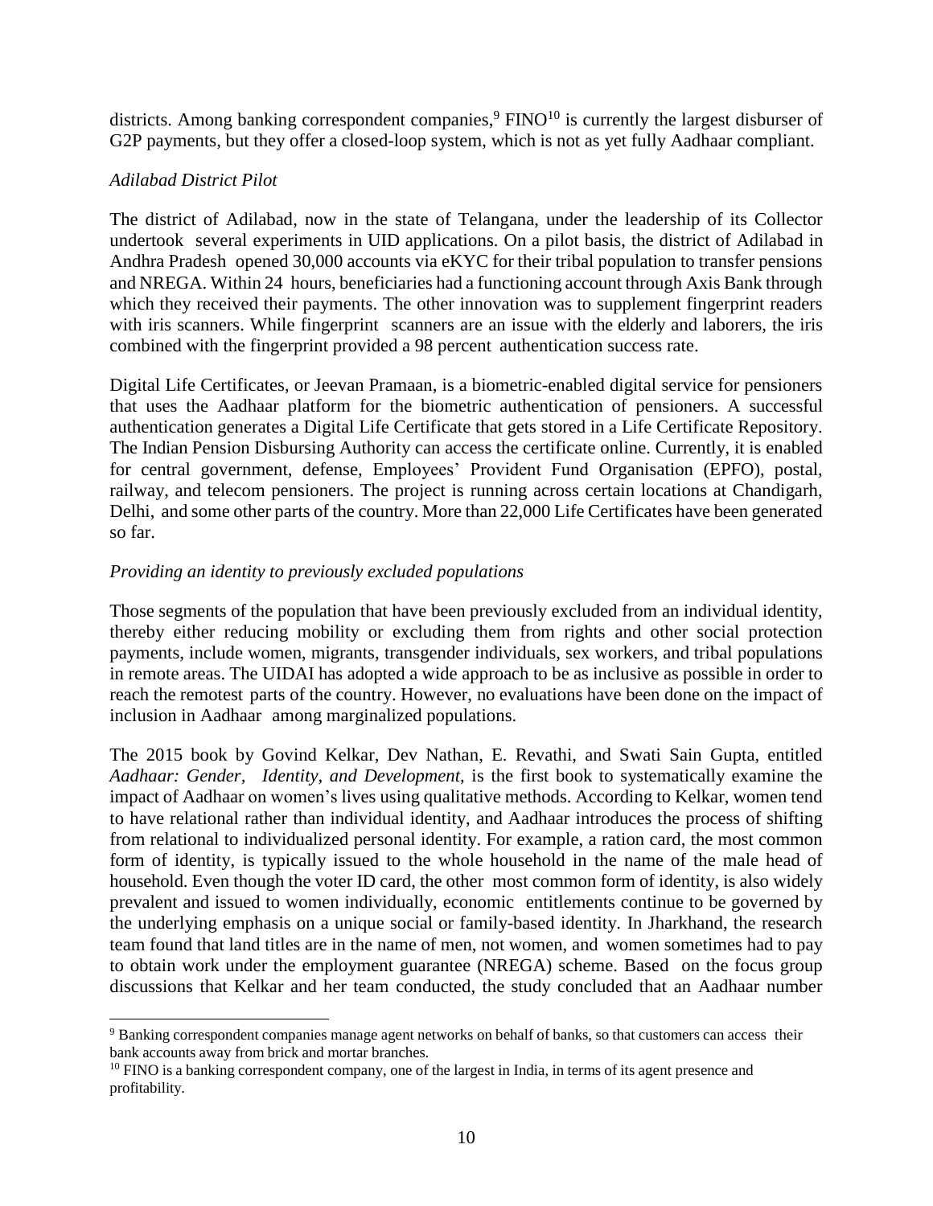districts. Among banking correspondent companies,[9] FINO[10] is currently the largest disburser of G2P payments, but they offer a closed-loop system, which is not as yet fully Aadhaar compliant.

*Adilabad District Pilot*

The district of Adilabad, now in the state of Telangana, under the leadership of its Collector undertook several experiments in UID applications. On a pilot basis, the district of Adilabad in Andhra Pradesh opened 30,000 accounts via eKYC for their tribal population to transfer pensions and NREGA. Within 24 hours, beneficiaries had a functioning account through Axis Bank through which they received their payments. The other innovation was to supplement fingerprint readers with iris scanners. While fingerprint scanners are an issue with the elderly and laborers, the iris combined with the fingerprint provided a 98 percent authentication success rate.

Digital Life Certificates, or Jeevan Pramaan, is a biometric-enabled digital service for pensioners that uses the Aadhaar platform for the biometric authentication of pensioners. A successful authentication generates a Digital Life Certificate that gets stored in a Life Certificate Repository. The Indian Pension Disbursing Authority can access the certificate online. Currently, it is enabled for central government, defense, Employees' Provident Fund Organisation (EPFO), postal, railway, and telecom pensioners. The project is running across certain locations at Chandigarh, Delhi, and some other parts of the country. More than 22,000 Life Certificates have been generated so far.

*Providing an identity to previously excluded populations*

Those segments of the population that have been previously excluded from an individual identity, thereby either reducing mobility or excluding them from rights and other social protection payments, include women, migrants, transgender individuals, sex workers, and tribal populations in remote areas. The UIDAI has adopted a wide approach to be as inclusive as possible in order to reach the remotest parts of the country. However, no evaluations have been done on the impact of inclusion in Aadhaar among marginalized populations.

The 2015 book by Govind Kelkar, Dev Nathan, E. Revathi, and Swati Sain Gupta, entitled *Aadhaar: Gender, Identity, and Development*, is the first book to systematically examine the impact of Aadhaar on women's lives using qualitative methods. According to Kelkar, women tend to have relational rather than individual identity, and Aadhaar introduces the process of shifting from relational to individualized personal identity. For example, a ration card, the most common form of identity, is typically issued to the whole household in the name of the male head of household. Even though the voter ID card, the other most common form of identity, is also widely prevalent and issued to women individually, economic entitlements continue to be governed by the underlying emphasis on a unique social or family-based identity. In Jharkhand, the research team found that land titles are in the name of men, not women, and women sometimes had to pay to obtain work under the employment guarantee (NREGA) scheme. Based on the focus group discussions that Kelkar and her team conducted, the study concluded that an Aadhaar number

---

[9] Banking correspondent companies manage agent networks on behalf of banks, so that customers can access their bank accounts away from brick and mortar branches.

[10] FINO is a banking correspondent company, one of the largest in India, in terms of its agent presence and profitability.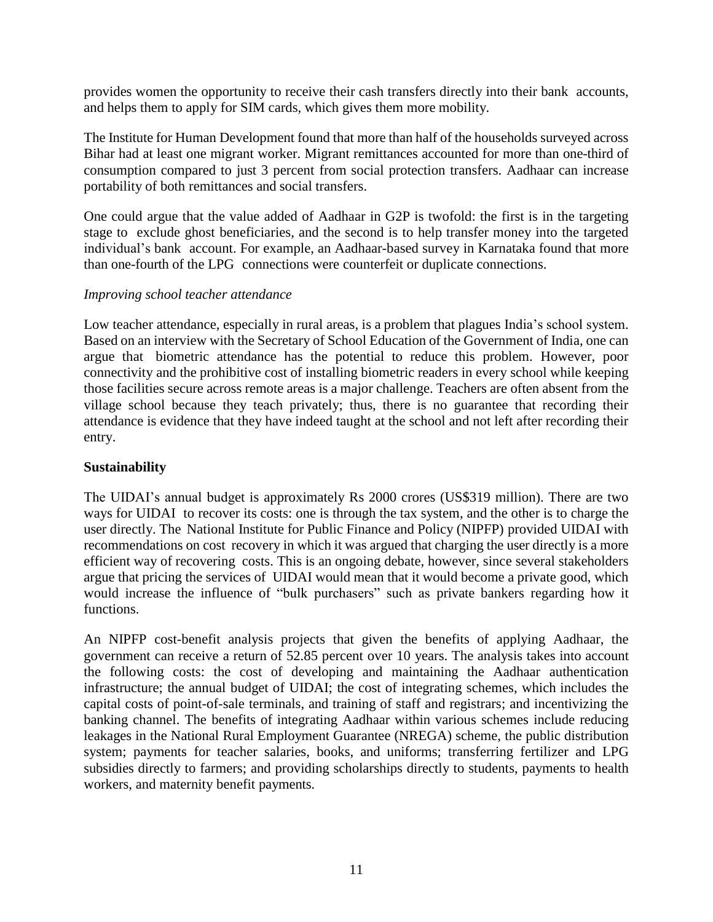provides women the opportunity to receive their cash transfers directly into their bank accounts, and helps them to apply for SIM cards, which gives them more mobility.

The Institute for Human Development found that more than half of the households surveyed across Bihar had at least one migrant worker. Migrant remittances accounted for more than one-third of consumption compared to just 3 percent from social protection transfers. Aadhaar can increase portability of both remittances and social transfers.

One could argue that the value added of Aadhaar in G2P is twofold: the first is in the targeting stage to exclude ghost beneficiaries, and the second is to help transfer money into the targeted individual's bank account. For example, an Aadhaar-based survey in Karnataka found that more than one-fourth of the LPG connections were counterfeit or duplicate connections.

*Improving school teacher attendance*

Low teacher attendance, especially in rural areas, is a problem that plagues India's school system. Based on an interview with the Secretary of School Education of the Government of India, one can argue that biometric attendance has the potential to reduce this problem. However, poor connectivity and the prohibitive cost of installing biometric readers in every school while keeping those facilities secure across remote areas is a major challenge. Teachers are often absent from the village school because they teach privately; thus, there is no guarantee that recording their attendance is evidence that they have indeed taught at the school and not left after recording their entry.

**Sustainability**

The UIDAI's annual budget is approximately Rs 2000 crores (US$319 million). There are two ways for UIDAI to recover its costs: one is through the tax system, and the other is to charge the user directly. The National Institute for Public Finance and Policy (NIPFP) provided UIDAI with recommendations on cost recovery in which it was argued that charging the user directly is a more efficient way of recovering costs. This is an ongoing debate, however, since several stakeholders argue that pricing the services of UIDAI would mean that it would become a private good, which would increase the influence of "bulk purchasers" such as private bankers regarding how it functions.

An NIPFP cost-benefit analysis projects that given the benefits of applying Aadhaar, the government can receive a return of 52.85 percent over 10 years. The analysis takes into account the following costs: the cost of developing and maintaining the Aadhaar authentication infrastructure; the annual budget of UIDAI; the cost of integrating schemes, which includes the capital costs of point-of-sale terminals, and training of staff and registrars; and incentivizing the banking channel. The benefits of integrating Aadhaar within various schemes include reducing leakages in the National Rural Employment Guarantee (NREGA) scheme, the public distribution system; payments for teacher salaries, books, and uniforms; transferring fertilizer and LPG subsidies directly to farmers; and providing scholarships directly to students, payments to health workers, and maternity benefit payments.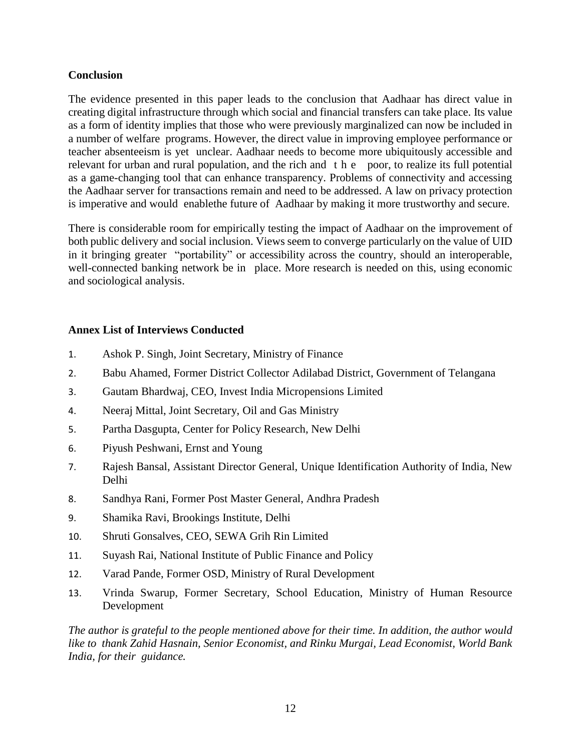**Conclusion**

The evidence presented in this paper leads to the conclusion that Aadhaar has direct value in creating digital infrastructure through which social and financial transfers can take place. Its value as a form of identity implies that those who were previously marginalized can now be included in a number of welfare programs. However, the direct value in improving employee performance or teacher absenteeism is yet unclear. Aadhaar needs to become more ubiquitously accessible and relevant for urban and rural population, and the rich and the poor, to realize its full potential as a game-changing tool that can enhance transparency. Problems of connectivity and accessing the Aadhaar server for transactions remain and need to be addressed. A law on privacy protection is imperative and would enablethe future of Aadhaar by making it more trustworthy and secure.

There is considerable room for empirically testing the impact of Aadhaar on the improvement of both public delivery and social inclusion. Views seem to converge particularly on the value of UID in it bringing greater "portability" or accessibility across the country, should an interoperable, well-connected banking network be in place. More research is needed on this, using economic and sociological analysis.

**Annex List of Interviews Conducted**

1. Ashok P. Singh, Joint Secretary, Ministry of Finance
2. Babu Ahamed, Former District Collector Adilabad District, Government of Telangana
3. Gautam Bhardwaj, CEO, Invest India Micropensions Limited
4. Neeraj Mittal, Joint Secretary, Oil and Gas Ministry
5. Partha Dasgupta, Center for Policy Research, New Delhi
6. Piyush Peshwani, Ernst and Young
7. Rajesh Bansal, Assistant Director General, Unique Identification Authority of India, New Delhi
8. Sandhya Rani, Former Post Master General, Andhra Pradesh
9. Shamika Ravi, Brookings Institute, Delhi
10. Shruti Gonsalves, CEO, SEWA Grih Rin Limited
11. Suyash Rai, National Institute of Public Finance and Policy
12. Varad Pande, Former OSD, Ministry of Rural Development
13. Vrinda Swarup, Former Secretary, School Education, Ministry of Human Resource Development

*The author is grateful to the people mentioned above for their time. In addition, the author would like to thank Zahid Hasnain, Senior Economist, and Rinku Murgai, Lead Economist, World Bank India, for their guidance.*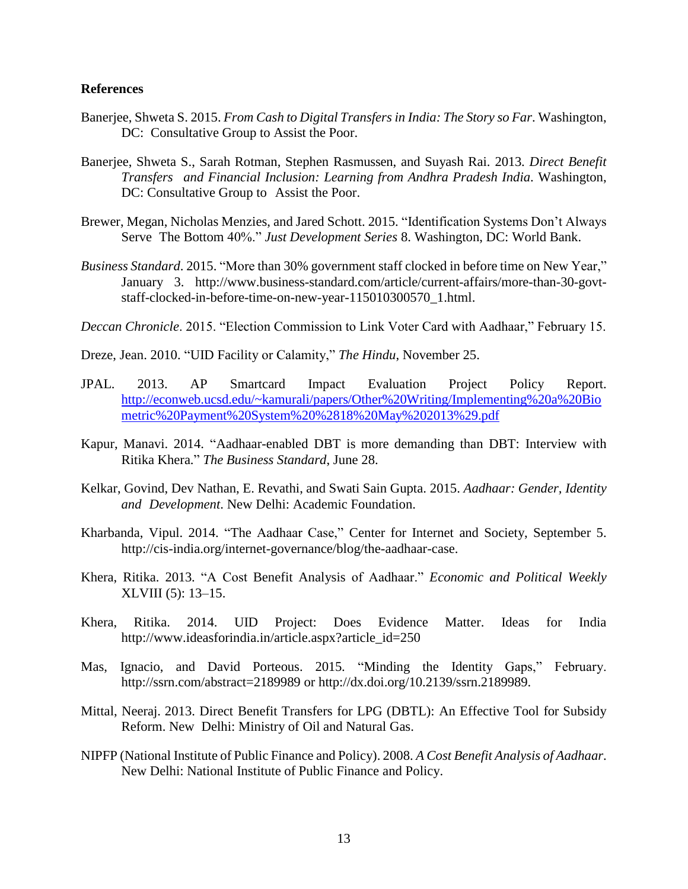## References

Banerjee, Shweta S. 2015. *From Cash to Digital Transfers in India: The Story so Far*. Washington, DC: Consultative Group to Assist the Poor.

Banerjee, Shweta S., Sarah Rotman, Stephen Rasmussen, and Suyash Rai. 2013. *Direct Benefit Transfers and Financial Inclusion: Learning from Andhra Pradesh India*. Washington, DC: Consultative Group to Assist the Poor.

Brewer, Megan, Nicholas Menzies, and Jared Schott. 2015. "Identification Systems Don't Always Serve The Bottom 40%." *Just Development Series* 8. Washington, DC: World Bank.

*Business Standard*. 2015. "More than 30% government staff clocked in before time on New Year," January 3. http://www.business-standard.com/article/current-affairs/more-than-30-govt-staff-clocked-in-before-time-on-new-year-115010300570_1.html.

*Deccan Chronicle*. 2015. "Election Commission to Link Voter Card with Aadhaar," February 15.

Dreze, Jean. 2010. "UID Facility or Calamity," *The Hindu*, November 25.

JPAL. 2013. AP Smartcard Impact Evaluation Project Policy Report. http://econweb.ucsd.edu/~kamurali/papers/Other%20Writing/Implementing%20a%20Biometric%20Payment%20System%20%2818%20May%202013%29.pdf

Kapur, Manavi. 2014. "Aadhaar-enabled DBT is more demanding than DBT: Interview with Ritika Khera." *The Business Standard*, June 28.

Kelkar, Govind, Dev Nathan, E. Revathi, and Swati Sain Gupta. 2015. *Aadhaar: Gender, Identity and Development*. New Delhi: Academic Foundation.

Kharbanda, Vipul. 2014. "The Aadhaar Case," Center for Internet and Society, September 5. http://cis-india.org/internet-governance/blog/the-aadhaar-case.

Khera, Ritika. 2013. "A Cost Benefit Analysis of Aadhaar." *Economic and Political Weekly* XLVIII (5): 13–15.

Khera, Ritika. 2014. UID Project: Does Evidence Matter. Ideas for India http://www.ideasforindia.in/article.aspx?article_id=250

Mas, Ignacio, and David Porteous. 2015. "Minding the Identity Gaps," February. http://ssrn.com/abstract=2189989 or http://dx.doi.org/10.2139/ssrn.2189989.

Mittal, Neeraj. 2013. Direct Benefit Transfers for LPG (DBTL): An Effective Tool for Subsidy Reform. New Delhi: Ministry of Oil and Natural Gas.

NIPFP (National Institute of Public Finance and Policy). 2008. *A Cost Benefit Analysis of Aadhaar*. New Delhi: National Institute of Public Finance and Policy.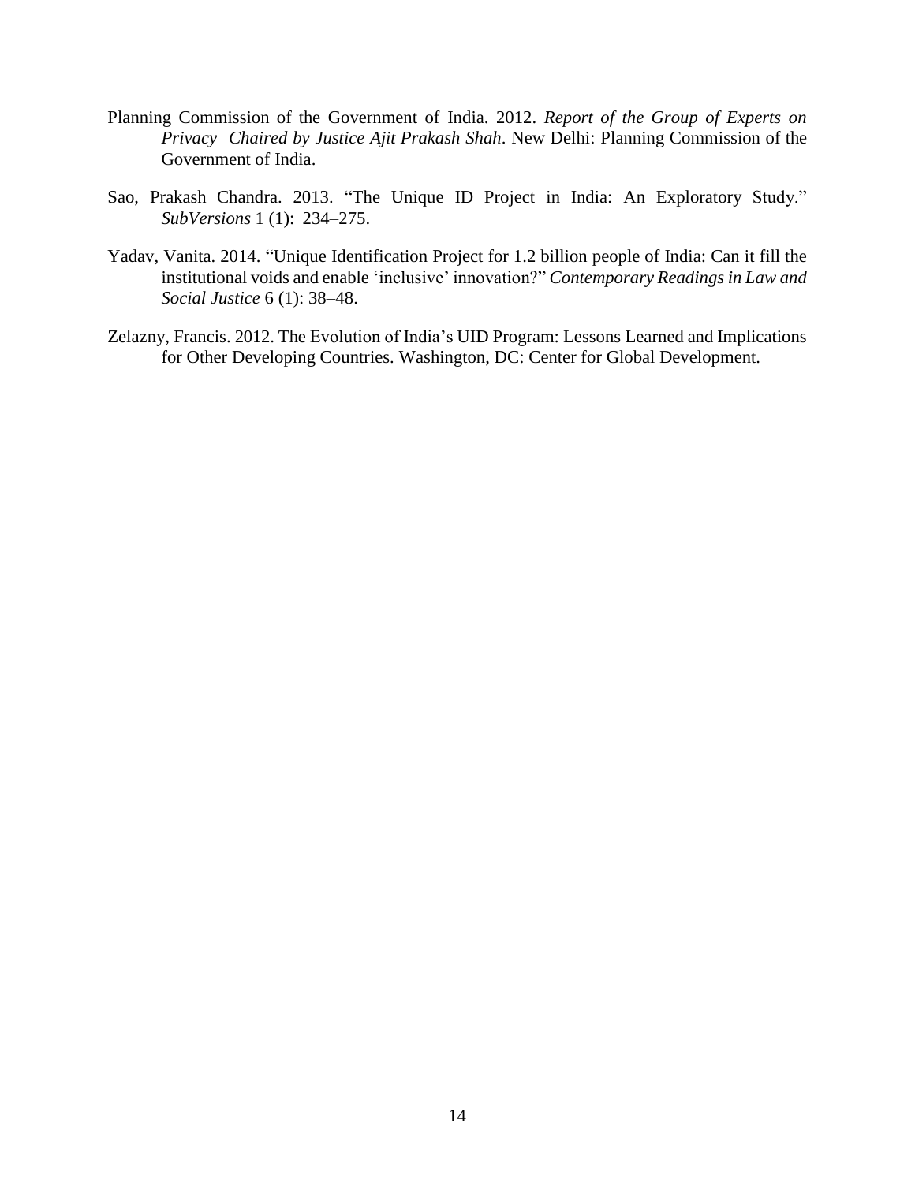Planning Commission of the Government of India. 2012. *Report of the Group of Experts on Privacy Chaired by Justice Ajit Prakash Shah*. New Delhi: Planning Commission of the Government of India.

Sao, Prakash Chandra. 2013. "The Unique ID Project in India: An Exploratory Study." *SubVersions* 1 (1): 234–275.

Yadav, Vanita. 2014. "Unique Identification Project for 1.2 billion people of India: Can it fill the institutional voids and enable 'inclusive' innovation?" *Contemporary Readings in Law and Social Justice* 6 (1): 38–48.

Zelazny, Francis. 2012. The Evolution of India's UID Program: Lessons Learned and Implications for Other Developing Countries. Washington, DC: Center for Global Development.